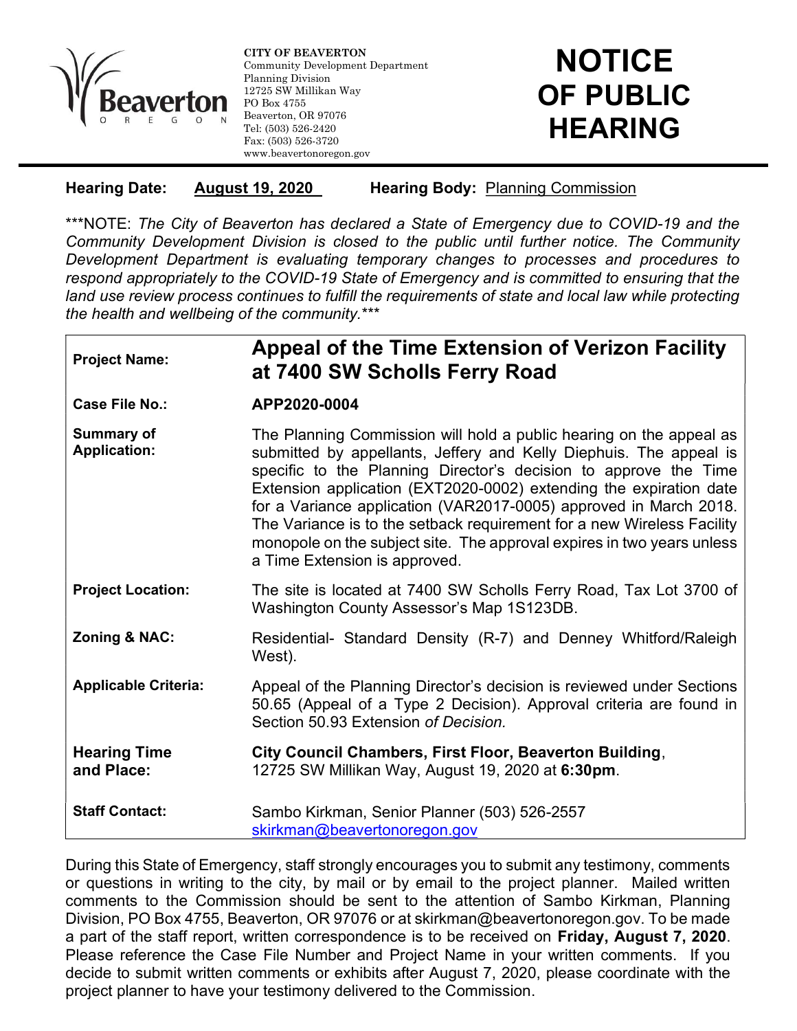**CITY OF BEAVERTON**
Community Development Department
Planning Division
12725 SW Millikan Way
PO Box 4755
Beaverton, OR 97076
Tel: (503) 526-2420
Fax: (503) 526-3720
www.beavertonoregon.gov

# NOTICE OF PUBLIC HEARING

**Hearing Date:** **August 19, 2020** **Hearing Body:** Planning Commission

***NOTE: *The City of Beaverton has declared a State of Emergency due to COVID-19 and the Community Development Division is closed to the public until further notice. The Community Development Department is evaluating temporary changes to processes and procedures to respond appropriately to the COVID-19 State of Emergency and is committed to ensuring that the land use review process continues to fulfill the requirements of state and local law while protecting the health and wellbeing of the community.****

| | |
|---|---|
| **Project Name:** | **Appeal of the Time Extension of Verizon Facility at 7400 SW Scholls Ferry Road** |
| **Case File No.:** | **APP2020-0004** |
| **Summary of Application:** | The Planning Commission will hold a public hearing on the appeal as submitted by appellants, Jeffery and Kelly Diephuis. The appeal is specific to the Planning Director's decision to approve the Time Extension application (EXT2020-0002) extending the expiration date for a Variance application (VAR2017-0005) approved in March 2018. The Variance is to the setback requirement for a new Wireless Facility monopole on the subject site. The approval expires in two years unless a Time Extension is approved. |
| **Project Location:** | The site is located at 7400 SW Scholls Ferry Road, Tax Lot 3700 of Washington County Assessor's Map 1S123DB. |
| **Zoning & NAC:** | Residential- Standard Density (R-7) and Denney Whitford/Raleigh West). |
| **Applicable Criteria:** | Appeal of the Planning Director's decision is reviewed under Sections 50.65 (Appeal of a Type 2 Decision). Approval criteria are found in Section 50.93 Extension *of Decision.* |
| **Hearing Time and Place:** | **City Council Chambers, First Floor, Beaverton Building**, 12725 SW Millikan Way, August 19, 2020 at **6:30pm**. |
| **Staff Contact:** | Sambo Kirkman, Senior Planner (503) 526-2557 skirkman@beavertonoregon.gov |

During this State of Emergency, staff strongly encourages you to submit any testimony, comments or questions in writing to the city, by mail or by email to the project planner. Mailed written comments to the Commission should be sent to the attention of Sambo Kirkman, Planning Division, PO Box 4755, Beaverton, OR 97076 or at skirkman@beavertonoregon.gov. To be made a part of the staff report, written correspondence is to be received on **Friday, August 7, 2020**. Please reference the Case File Number and Project Name in your written comments. If you decide to submit written comments or exhibits after August 7, 2020, please coordinate with the project planner to have your testimony delivered to the Commission.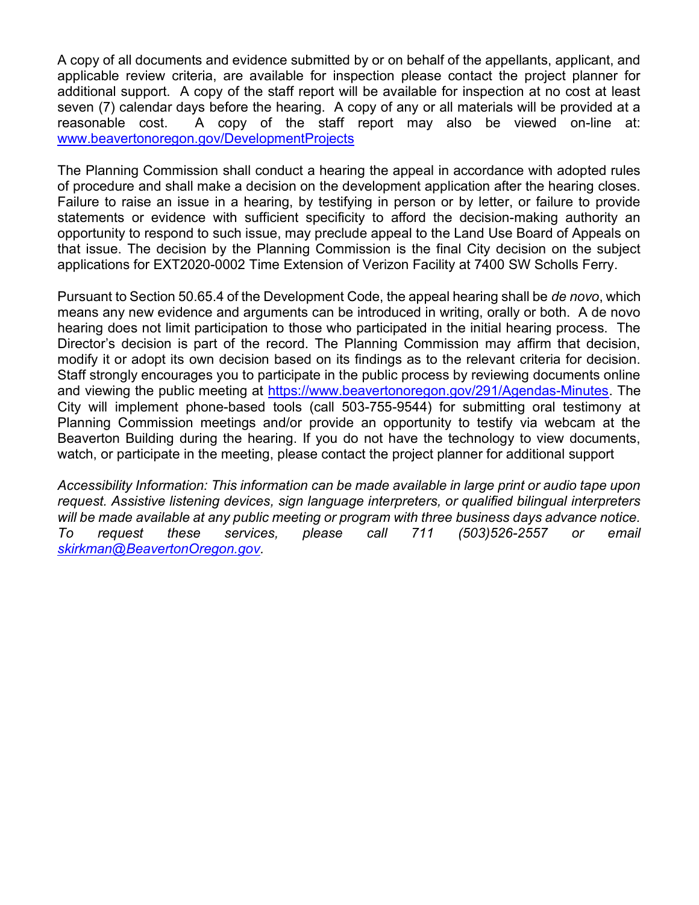A copy of all documents and evidence submitted by or on behalf of the appellants, applicant, and applicable review criteria, are available for inspection please contact the project planner for additional support. A copy of the staff report will be available for inspection at no cost at least seven (7) calendar days before the hearing. A copy of any or all materials will be provided at a reasonable cost. A copy of the staff report may also be viewed on-line at: www.beavertonoregon.gov/DevelopmentProjects

The Planning Commission shall conduct a hearing the appeal in accordance with adopted rules of procedure and shall make a decision on the development application after the hearing closes. Failure to raise an issue in a hearing, by testifying in person or by letter, or failure to provide statements or evidence with sufficient specificity to afford the decision-making authority an opportunity to respond to such issue, may preclude appeal to the Land Use Board of Appeals on that issue. The decision by the Planning Commission is the final City decision on the subject applications for EXT2020-0002 Time Extension of Verizon Facility at 7400 SW Scholls Ferry.

Pursuant to Section 50.65.4 of the Development Code, the appeal hearing shall be *de novo*, which means any new evidence and arguments can be introduced in writing, orally or both. A de novo hearing does not limit participation to those who participated in the initial hearing process. The Director's decision is part of the record. The Planning Commission may affirm that decision, modify it or adopt its own decision based on its findings as to the relevant criteria for decision. Staff strongly encourages you to participate in the public process by reviewing documents online and viewing the public meeting at https://www.beavertonoregon.gov/291/Agendas-Minutes. The City will implement phone-based tools (call 503-755-9544) for submitting oral testimony at Planning Commission meetings and/or provide an opportunity to testify via webcam at the Beaverton Building during the hearing. If you do not have the technology to view documents, watch, or participate in the meeting, please contact the project planner for additional support

*Accessibility Information: This information can be made available in large print or audio tape upon request. Assistive listening devices, sign language interpreters, or qualified bilingual interpreters will be made available at any public meeting or program with three business days advance notice. To request these services, please call 711 (503)526-2557 or email skirkman@BeavertonOregon.gov.*